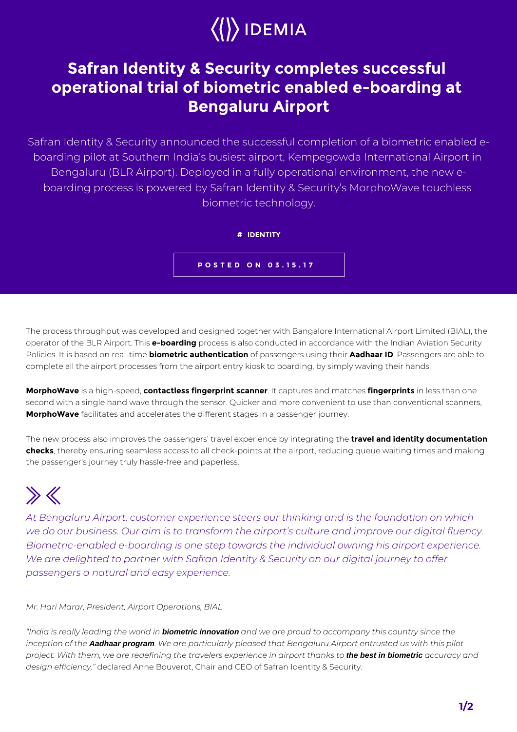IDEMIA

# Safran Identity & Security completes successful operational trial of biometric enabled e-boarding at Bengaluru Airport

Safran Identity & Security announced the successful completion of a biometric enabled e-boarding pilot at Southern India's busiest airport, Kempegowda International Airport in Bengaluru (BLR Airport). Deployed in a fully operational environment, the new e-boarding process is powered by Safran Identity & Security's MorphoWave touchless biometric technology.

**# IDENTITY**

**POSTED ON 03.15.17**

The process throughput was developed and designed together with Bangalore International Airport Limited (BIAL), the operator of the BLR Airport. This **e-boarding** process is also conducted in accordance with the Indian Aviation Security Policies. It is based on real-time **biometric authentication** of passengers using their **Aadhaar ID**. Passengers are able to complete all the airport processes from the airport entry kiosk to boarding, by simply waving their hands.

**MorphoWave** is a high-speed, **contactless fingerprint scanner**. It captures and matches **fingerprints** in less than one second with a single hand wave through the sensor. Quicker and more convenient to use than conventional scanners, **MorphoWave** facilitates and accelerates the different stages in a passenger journey.

The new process also improves the passengers' travel experience by integrating the **travel and identity documentation checks**, thereby ensuring seamless access to all check-points at the airport, reducing queue waiting times and making the passenger's journey truly hassle-free and paperless.

> *At Bengaluru Airport, customer experience steers our thinking and is the foundation on which we do our business. Our aim is to transform the airport's culture and improve our digital fluency. Biometric-enabled e-boarding is one step towards the individual owning his airport experience. We are delighted to partner with Safran Identity & Security on our digital journey to offer passengers a natural and easy experience.*

*Mr. Hari Marar, President, Airport Operations, BIAL*

*"India is really leading the world in **biometric innovation** and we are proud to accompany this country since the inception of the **Aadhaar program**. We are particularly pleased that Bengaluru Airport entrusted us with this pilot project. With them, we are redefining the travelers experience in airport thanks to **the best in biometric** accuracy and design efficiency."* declared Anne Bouverot, Chair and CEO of Safran Identity & Security.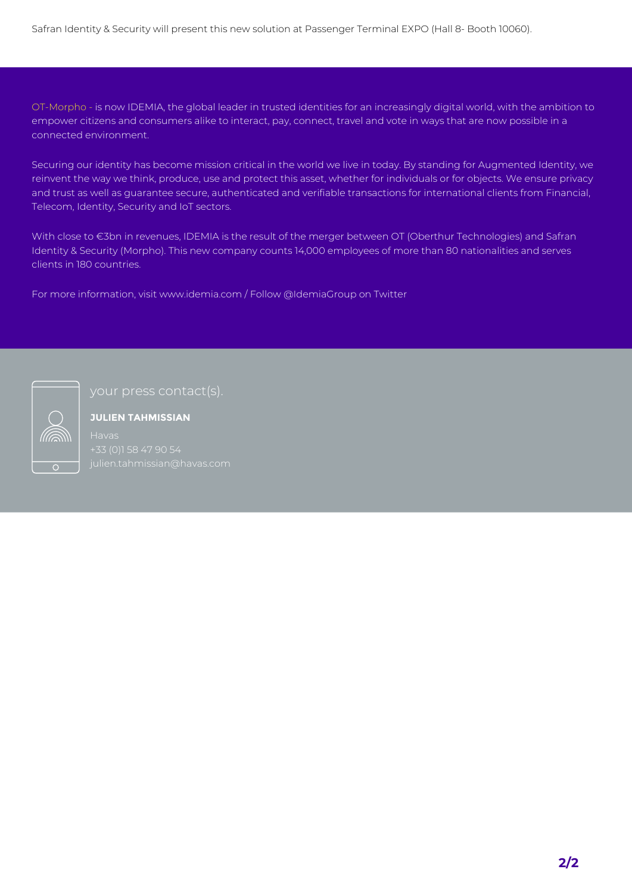Safran Identity & Security will present this new solution at Passenger Terminal EXPO (Hall 8- Booth 10060).

OT-Morpho - is now IDEMIA, the global leader in trusted identities for an increasingly digital world, with the ambition to empower citizens and consumers alike to interact, pay, connect, travel and vote in ways that are now possible in a connected environment.

Securing our identity has become mission critical in the world we live in today. By standing for Augmented Identity, we reinvent the way we think, produce, use and protect this asset, whether for individuals or for objects. We ensure privacy and trust as well as guarantee secure, authenticated and verifiable transactions for international clients from Financial, Telecom, Identity, Security and IoT sectors.

With close to €3bn in revenues, IDEMIA is the result of the merger between OT (Oberthur Technologies) and Safran Identity & Security (Morpho). This new company counts 14,000 employees of more than 80 nationalities and serves clients in 180 countries.

For more information, visit www.idemia.com / Follow @IdemiaGroup on Twitter

your press contact(s).

**JULIEN TAHMISSIAN**

Havas
+33 (0)1 58 47 90 54
julien.tahmissian@havas.com